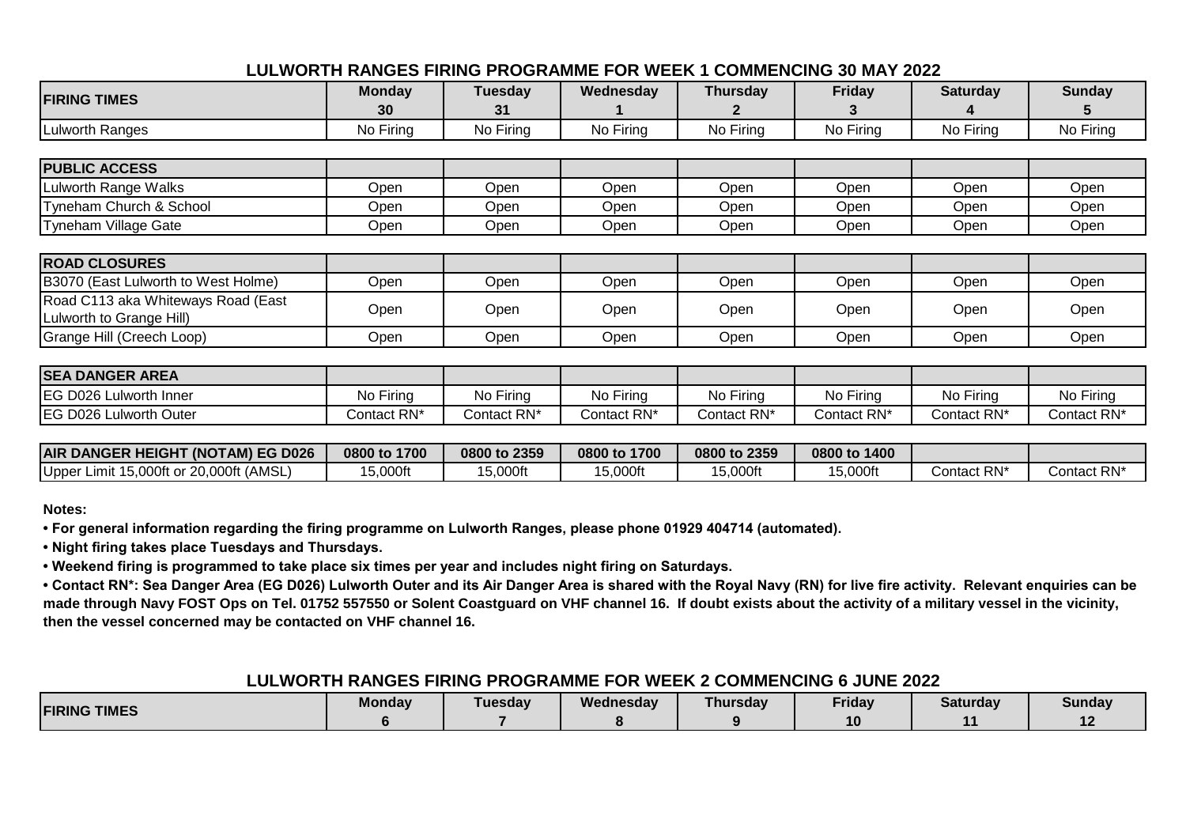## LULWORTH RANGES FIRING PROGRAMME FOR WEEK 1 COMMENCING 30 MAY 2022

| FIRING TIMES | Monday 30 | Tuesday 31 | Wednesday 1 | Thursday 2 | Friday 3 | Saturday 4 | Sunday 5 |
|---|---|---|---|---|---|---|---|
| Lulworth Ranges | No Firing | No Firing | No Firing | No Firing | No Firing | No Firing | No Firing |

| PUBLIC ACCESS | | | | | | | |
|---|---|---|---|---|---|---|---|
| Lulworth Range Walks | Open | Open | Open | Open | Open | Open | Open |
| Tyneham Church & School | Open | Open | Open | Open | Open | Open | Open |
| Tyneham Village Gate | Open | Open | Open | Open | Open | Open | Open |

| ROAD CLOSURES | | | | | | | |
|---|---|---|---|---|---|---|---|
| B3070 (East Lulworth to West Holme) | Open | Open | Open | Open | Open | Open | Open |
| Road C113 aka Whiteways Road (East Lulworth to Grange Hill) | Open | Open | Open | Open | Open | Open | Open |
| Grange Hill (Creech Loop) | Open | Open | Open | Open | Open | Open | Open |

| SEA DANGER AREA | | | | | | | |
|---|---|---|---|---|---|---|---|
| EG D026 Lulworth Inner | No Firing | No Firing | No Firing | No Firing | No Firing | No Firing | No Firing |
| EG D026 Lulworth Outer | Contact RN* | Contact RN* | Contact RN* | Contact RN* | Contact RN* | Contact RN* | Contact RN* |

| AIR DANGER HEIGHT (NOTAM) EG D026 | 0800 to 1700 | 0800 to 2359 | 0800 to 1700 | 0800 to 2359 | 0800 to 1400 | | |
|---|---|---|---|---|---|---|---|
| Upper Limit 15,000ft or 20,000ft (AMSL) | 15,000ft | 15,000ft | 15,000ft | 15,000ft | 15,000ft | Contact RN* | Contact RN* |

**Notes:**

- **For general information regarding the firing programme on Lulworth Ranges, please phone 01929 404714 (automated).**
- **Night firing takes place Tuesdays and Thursdays.**
- **Weekend firing is programmed to take place six times per year and includes night firing on Saturdays.**
- **Contact RN*: Sea Danger Area (EG D026) Lulworth Outer and its Air Danger Area is shared with the Royal Navy (RN) for live fire activity. Relevant enquiries can be made through Navy FOST Ops on Tel. 01752 557550 or Solent Coastguard on VHF channel 16. If doubt exists about the activity of a military vessel in the vicinity, then the vessel concerned may be contacted on VHF channel 16.**

## LULWORTH RANGES FIRING PROGRAMME FOR WEEK 2 COMMENCING 6 JUNE 2022

| FIRING TIMES | Monday 6 | Tuesday 7 | Wednesday 8 | Thursday 9 | Friday 10 | Saturday 11 | Sunday 12 |
|---|---|---|---|---|---|---|---|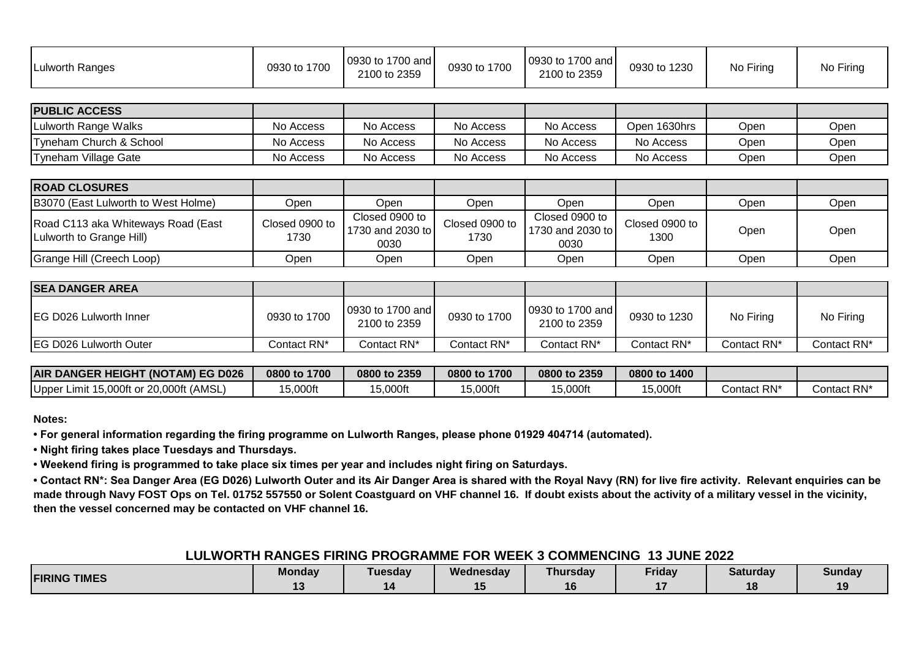| Lulworth Ranges | 0930 to 1700 | 0930 to 1700 and 2100 to 2359 | 0930 to 1700 | 0930 to 1700 and 2100 to 2359 | 0930 to 1230 | No Firing | No Firing |
|---|---|---|---|---|---|---|---|

| **PUBLIC ACCESS** | | | | | | | |
|---|---|---|---|---|---|---|---|
| Lulworth Range Walks | No Access | No Access | No Access | No Access | Open 1630hrs | Open | Open |
| Tyneham Church & School | No Access | No Access | No Access | No Access | No Access | Open | Open |
| Tyneham Village Gate | No Access | No Access | No Access | No Access | No Access | Open | Open |

| **ROAD CLOSURES** | | | | | | | |
|---|---|---|---|---|---|---|---|
| B3070 (East Lulworth to West Holme) | Open | Open | Open | Open | Open | Open | Open |
| Road C113 aka Whiteways Road (East Lulworth to Grange Hill) | Closed 0900 to 1730 | Closed 0900 to 1730 and 2030 to 0030 | Closed 0900 to 1730 | Closed 0900 to 1730 and 2030 to 0030 | Closed 0900 to 1300 | Open | Open |
| Grange Hill (Creech Loop) | Open | Open | Open | Open | Open | Open | Open |

| **SEA DANGER AREA** | | | | | | | |
|---|---|---|---|---|---|---|---|
| EG D026 Lulworth Inner | 0930 to 1700 | 0930 to 1700 and 2100 to 2359 | 0930 to 1700 | 0930 to 1700 and 2100 to 2359 | 0930 to 1230 | No Firing | No Firing |
| EG D026 Lulworth Outer | Contact RN* | Contact RN* | Contact RN* | Contact RN* | Contact RN* | Contact RN* | Contact RN* |

| **AIR DANGER HEIGHT (NOTAM) EG D026** | **0800 to 1700** | **0800 to 2359** | **0800 to 1700** | **0800 to 2359** | **0800 to 1400** | | |
|---|---|---|---|---|---|---|---|
| Upper Limit 15,000ft or 20,000ft (AMSL) | 15,000ft | 15,000ft | 15,000ft | 15,000ft | 15,000ft | Contact RN* | Contact RN* |

**Notes:**

- **For general information regarding the firing programme on Lulworth Ranges, please phone 01929 404714 (automated).**
- **Night firing takes place Tuesdays and Thursdays.**
- **Weekend firing is programmed to take place six times per year and includes night firing on Saturdays.**
- **Contact RN*: Sea Danger Area (EG D026) Lulworth Outer and its Air Danger Area is shared with the Royal Navy (RN) for live fire activity. Relevant enquiries can be made through Navy FOST Ops on Tel. 01752 557550 or Solent Coastguard on VHF channel 16. If doubt exists about the activity of a military vessel in the vicinity, then the vessel concerned may be contacted on VHF channel 16.**

## LULWORTH RANGES FIRING PROGRAMME FOR WEEK 3 COMMENCING 13 JUNE 2022

| **FIRING TIMES** | **Monday 13** | **Tuesday 14** | **Wednesday 15** | **Thursday 16** | **Friday 17** | **Saturday 18** | **Sunday 19** |
|---|---|---|---|---|---|---|---|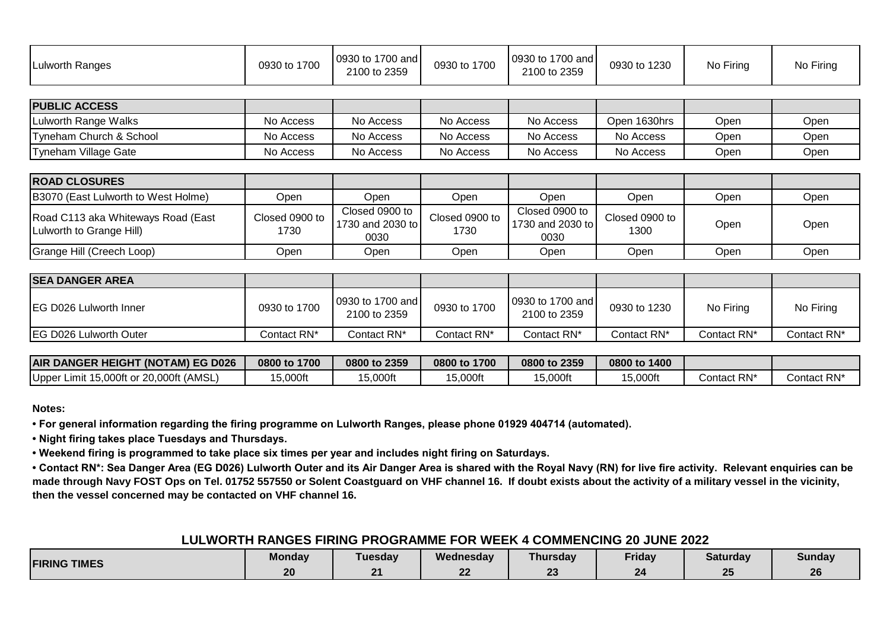## LULWORTH RANGES FIRING PROGRAMME FOR WEEK 4 COMMENCING 20 JUNE 2022

| FIRING TIMES | Monday 20 | Tuesday 21 | Wednesday 22 | Thursday 23 | Friday 24 | Saturday 25 | Sunday 26 |
|---|---|---|---|---|---|---|---|
| Lulworth Ranges | 0930 to 1700 | 0930 to 1700 and 2100 to 2359 | 0930 to 1700 | 0930 to 1700 and 2100 to 2359 | 0930 to 1230 | No Firing | No Firing |
| **PUBLIC ACCESS** | | | | | | | |
| Lulworth Range Walks | No Access | No Access | No Access | No Access | Open 1630hrs | Open | Open |
| Tyneham Church & School | No Access | No Access | No Access | No Access | No Access | Open | Open |
| Tyneham Village Gate | No Access | No Access | No Access | No Access | No Access | Open | Open |
| **ROAD CLOSURES** | | | | | | | |
| B3070 (East Lulworth to West Holme) | Open | Open | Open | Open | Open | Open | Open |
| Road C113 aka Whiteways Road (East Lulworth to Grange Hill) | Closed 0900 to 1730 | Closed 0900 to 1730 and 2030 to 0030 | Closed 0900 to 1730 | Closed 0900 to 1730 and 2030 to 0030 | Closed 0900 to 1300 | Open | Open |
| Grange Hill (Creech Loop) | Open | Open | Open | Open | Open | Open | Open |
| **SEA DANGER AREA** | | | | | | | |
| EG D026 Lulworth Inner | 0930 to 1700 | 0930 to 1700 and 2100 to 2359 | 0930 to 1700 | 0930 to 1700 and 2100 to 2359 | 0930 to 1230 | No Firing | No Firing |
| EG D026 Lulworth Outer | Contact RN* | Contact RN* | Contact RN* | Contact RN* | Contact RN* | Contact RN* | Contact RN* |
| **AIR DANGER HEIGHT (NOTAM) EG D026** | **0800 to 1700** | **0800 to 2359** | **0800 to 1700** | **0800 to 2359** | **0800 to 1400** | | |
| Upper Limit 15,000ft or 20,000ft (AMSL) | 15,000ft | 15,000ft | 15,000ft | 15,000ft | 15,000ft | Contact RN* | Contact RN* |

**Notes:**

- **For general information regarding the firing programme on Lulworth Ranges, please phone 01929 404714 (automated).**
- **Night firing takes place Tuesdays and Thursdays.**
- **Weekend firing is programmed to take place six times per year and includes night firing on Saturdays.**
- **Contact RN*: Sea Danger Area (EG D026) Lulworth Outer and its Air Danger Area is shared with the Royal Navy (RN) for live fire activity. Relevant enquiries can be made through Navy FOST Ops on Tel. 01752 557550 or Solent Coastguard on VHF channel 16. If doubt exists about the activity of a military vessel in the vicinity, then the vessel concerned may be contacted on VHF channel 16.**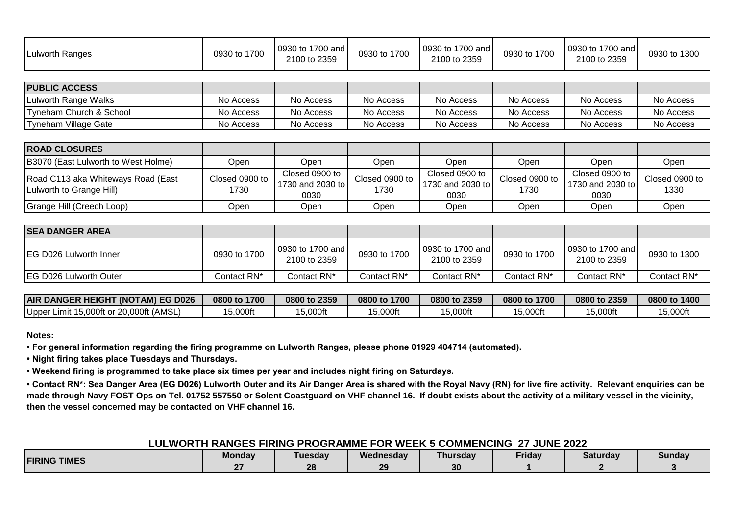| Lulworth Ranges | 0930 to 1700 | 0930 to 1700 and 2100 to 2359 | 0930 to 1700 | 0930 to 1700 and 2100 to 2359 | 0930 to 1700 | 0930 to 1700 and 2100 to 2359 | 0930 to 1300 |
|---|---|---|---|---|---|---|---|

| PUBLIC ACCESS | | | | | | | |
|---|---|---|---|---|---|---|---|
| Lulworth Range Walks | No Access | No Access | No Access | No Access | No Access | No Access | No Access |
| Tyneham Church & School | No Access | No Access | No Access | No Access | No Access | No Access | No Access |
| Tyneham Village Gate | No Access | No Access | No Access | No Access | No Access | No Access | No Access |

| ROAD CLOSURES | | | | | | | |
|---|---|---|---|---|---|---|---|
| B3070 (East Lulworth to West Holme) | Open | Open | Open | Open | Open | Open | Open |
| Road C113 aka Whiteways Road (East Lulworth to Grange Hill) | Closed 0900 to 1730 | Closed 0900 to 1730 and 2030 to 0030 | Closed 0900 to 1730 | Closed 0900 to 1730 and 2030 to 0030 | Closed 0900 to 1730 | Closed 0900 to 1730 and 2030 to 0030 | Closed 0900 to 1330 |
| Grange Hill (Creech Loop) | Open | Open | Open | Open | Open | Open | Open |

| SEA DANGER AREA | | | | | | | |
|---|---|---|---|---|---|---|---|
| EG D026 Lulworth Inner | 0930 to 1700 | 0930 to 1700 and 2100 to 2359 | 0930 to 1700 | 0930 to 1700 and 2100 to 2359 | 0930 to 1700 | 0930 to 1700 and 2100 to 2359 | 0930 to 1300 |
| EG D026 Lulworth Outer | Contact RN* | Contact RN* | Contact RN* | Contact RN* | Contact RN* | Contact RN* | Contact RN* |

| AIR DANGER HEIGHT (NOTAM) EG D026 | 0800 to 1700 | 0800 to 2359 | 0800 to 1700 | 0800 to 2359 | 0800 to 1700 | 0800 to 2359 | 0800 to 1400 |
|---|---|---|---|---|---|---|---|
| Upper Limit 15,000ft or 20,000ft (AMSL) | 15,000ft | 15,000ft | 15,000ft | 15,000ft | 15,000ft | 15,000ft | 15,000ft |

**Notes:**

- **For general information regarding the firing programme on Lulworth Ranges, please phone 01929 404714 (automated).**
- **Night firing takes place Tuesdays and Thursdays.**
- **Weekend firing is programmed to take place six times per year and includes night firing on Saturdays.**
- **Contact RN*: Sea Danger Area (EG D026) Lulworth Outer and its Air Danger Area is shared with the Royal Navy (RN) for live fire activity. Relevant enquiries can be made through Navy FOST Ops on Tel. 01752 557550 or Solent Coastguard on VHF channel 16. If doubt exists about the activity of a military vessel in the vicinity, then the vessel concerned may be contacted on VHF channel 16.**

## LULWORTH RANGES FIRING PROGRAMME FOR WEEK 5 COMMENCING 27 JUNE 2022

| FIRING TIMES | Monday 27 | Tuesday 28 | Wednesday 29 | Thursday 30 | Friday 1 | Saturday 2 | Sunday 3 |
|---|---|---|---|---|---|---|---|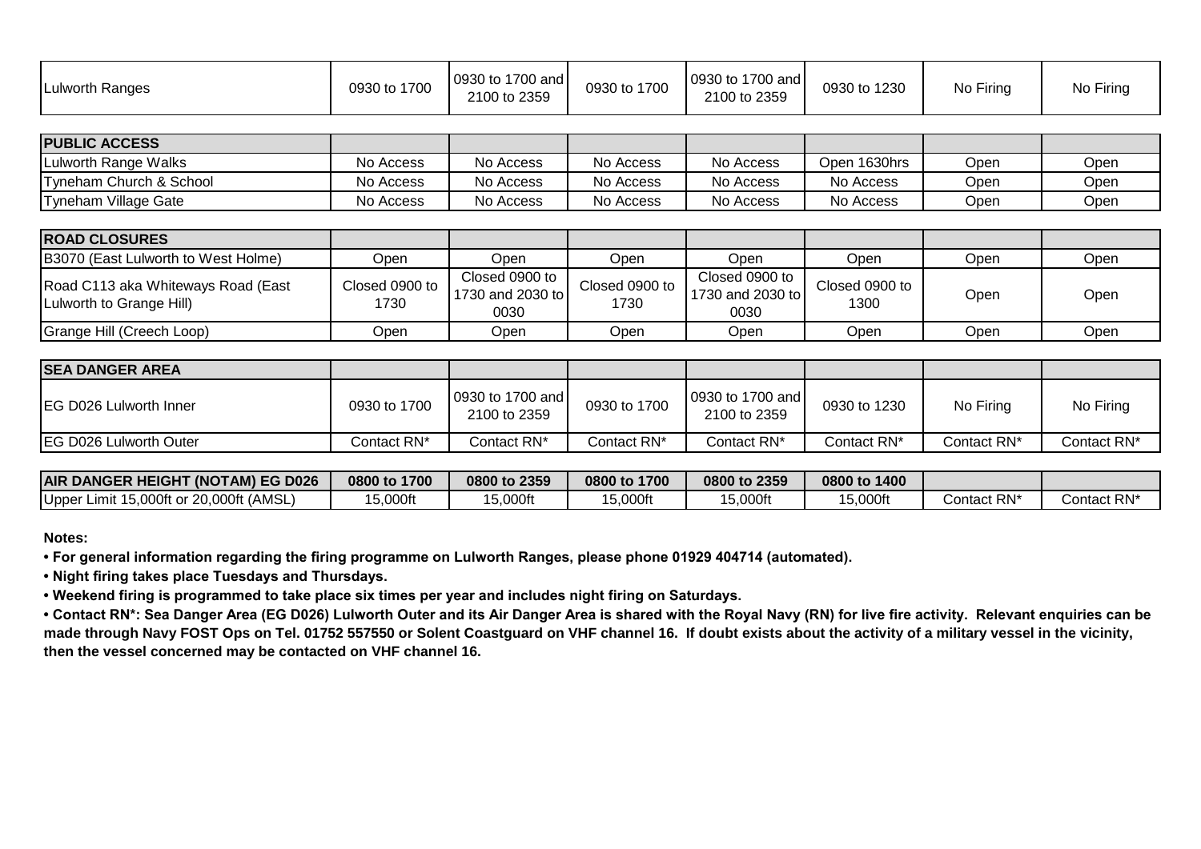| | | | | | | | |
|---|---|---|---|---|---|---|---|
| Lulworth Ranges | 0930 to 1700 | 0930 to 1700 and 2100 to 2359 | 0930 to 1700 | 0930 to 1700 and 2100 to 2359 | 0930 to 1230 | No Firing | No Firing |

| **PUBLIC ACCESS** | | | | | | | |
|---|---|---|---|---|---|---|---|
| Lulworth Range Walks | No Access | No Access | No Access | No Access | Open 1630hrs | Open | Open |
| Tyneham Church & School | No Access | No Access | No Access | No Access | No Access | Open | Open |
| Tyneham Village Gate | No Access | No Access | No Access | No Access | No Access | Open | Open |

| **ROAD CLOSURES** | | | | | | | |
|---|---|---|---|---|---|---|---|
| B3070 (East Lulworth to West Holme) | Open | Open | Open | Open | Open | Open | Open |
| Road C113 aka Whiteways Road (East Lulworth to Grange Hill) | Closed 0900 to 1730 | Closed 0900 to 1730 and 2030 to 0030 | Closed 0900 to 1730 | Closed 0900 to 1730 and 2030 to 0030 | Closed 0900 to 1300 | Open | Open |
| Grange Hill (Creech Loop) | Open | Open | Open | Open | Open | Open | Open |

| **SEA DANGER AREA** | | | | | | | |
|---|---|---|---|---|---|---|---|
| EG D026 Lulworth Inner | 0930 to 1700 | 0930 to 1700 and 2100 to 2359 | 0930 to 1700 | 0930 to 1700 and 2100 to 2359 | 0930 to 1230 | No Firing | No Firing |
| EG D026 Lulworth Outer | Contact RN* | Contact RN* | Contact RN* | Contact RN* | Contact RN* | Contact RN* | Contact RN* |

| **AIR DANGER HEIGHT (NOTAM) EG D026** | **0800 to 1700** | **0800 to 2359** | **0800 to 1700** | **0800 to 2359** | **0800 to 1400** | | |
|---|---|---|---|---|---|---|---|
| Upper Limit 15,000ft or 20,000ft (AMSL) | 15,000ft | 15,000ft | 15,000ft | 15,000ft | 15,000ft | Contact RN* | Contact RN* |

**Notes:**

- **For general information regarding the firing programme on Lulworth Ranges, please phone 01929 404714 (automated).**
- **Night firing takes place Tuesdays and Thursdays.**
- **Weekend firing is programmed to take place six times per year and includes night firing on Saturdays.**
- **Contact RN*: Sea Danger Area (EG D026) Lulworth Outer and its Air Danger Area is shared with the Royal Navy (RN) for live fire activity. Relevant enquiries can be made through Navy FOST Ops on Tel. 01752 557550 or Solent Coastguard on VHF channel 16. If doubt exists about the activity of a military vessel in the vicinity, then the vessel concerned may be contacted on VHF channel 16.**